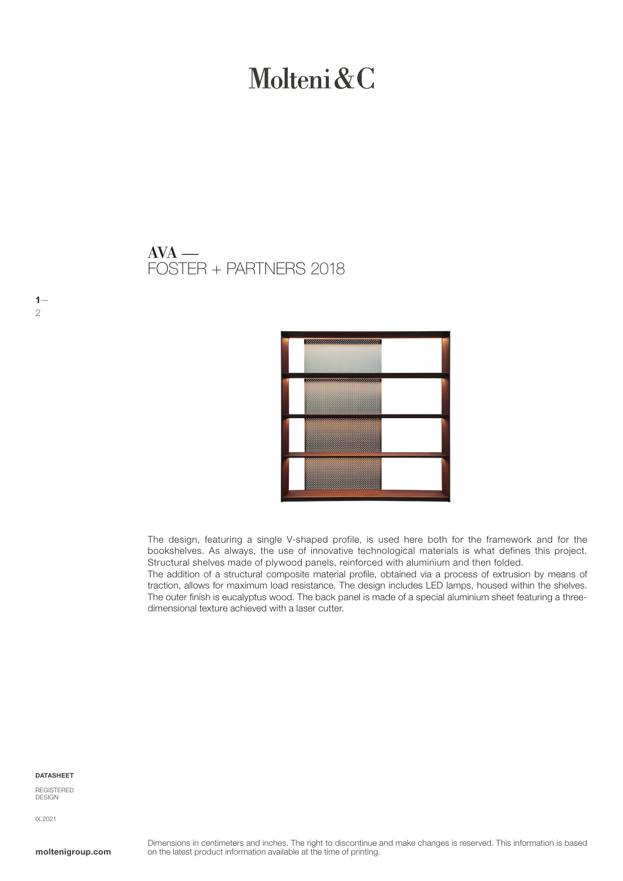# Molteni&C

## AVA —
FOSTER + PARTNERS 2018

The design, featuring a single V-shaped profile, is used here both for the framework and for the bookshelves. As always, the use of innovative technological materials is what defines this project. Structural shelves made of plywood panels, reinforced with aluminium and then folded.
The addition of a structural composite material profile, obtained via a process of extrusion by means of traction, allows for maximum load resistance. The design includes LED lamps, housed within the shelves. The outer finish is eucalyptus wood. The back panel is made of a special aluminium sheet featuring a three-dimensional texture achieved with a laser cutter.

**DATASHEET**

REGISTERED DESIGN

IX.2021

**moltenigroup.com**

Dimensions in centimeters and inches. The right to discontinue and make changes is reserved. This information is based on the latest product information available at the time of printing.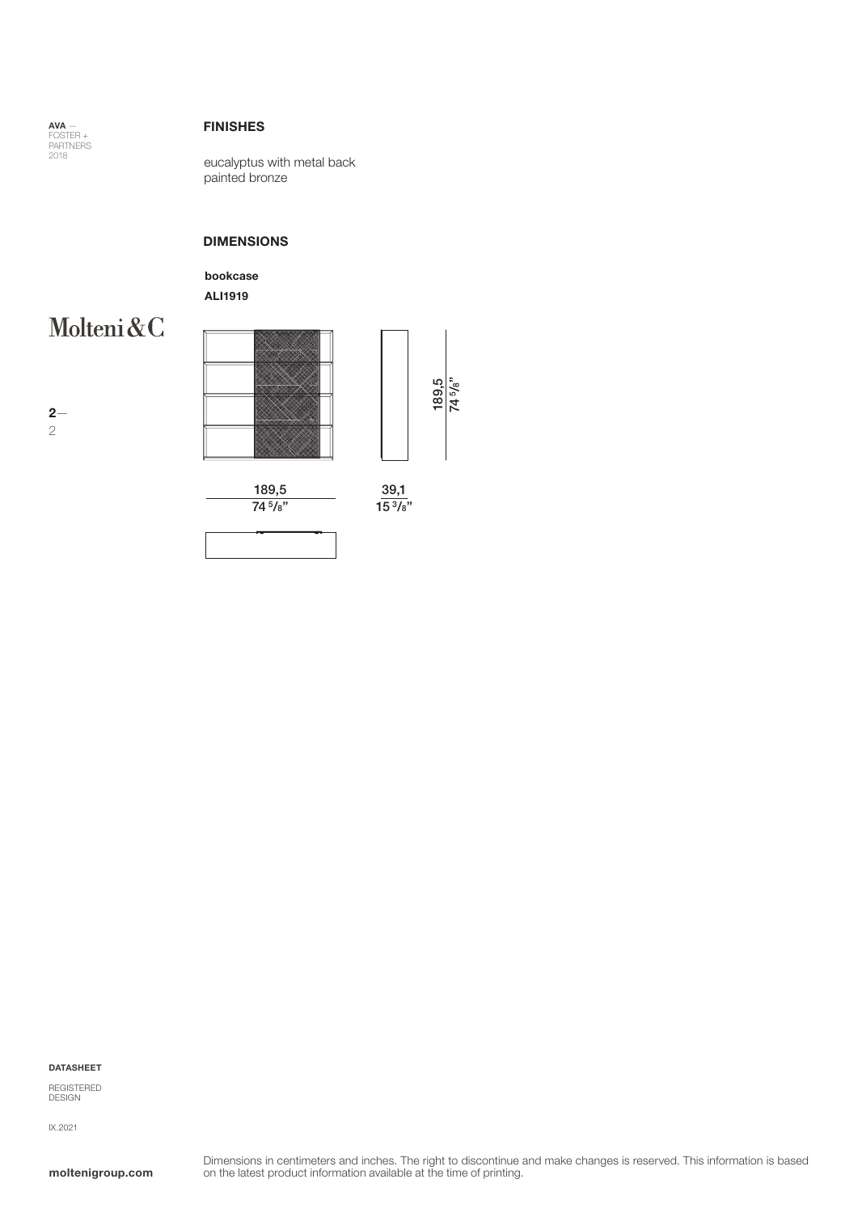AVA — FOSTER + PARTNERS 2018

## FINISHES

eucalyptus with metal back
painted bronze

## DIMENSIONS

**bookcase**

**ALI1919**

189,5
74 5/8"

39,1
15 3/8"

189,5
74 5/8"

**DATASHEET**

REGISTERED DESIGN

IX.2021

Dimensions in centimeters and inches. The right to discontinue and make changes is reserved. This information is based on the latest product information available at the time of printing.

**moltenigroup.com**